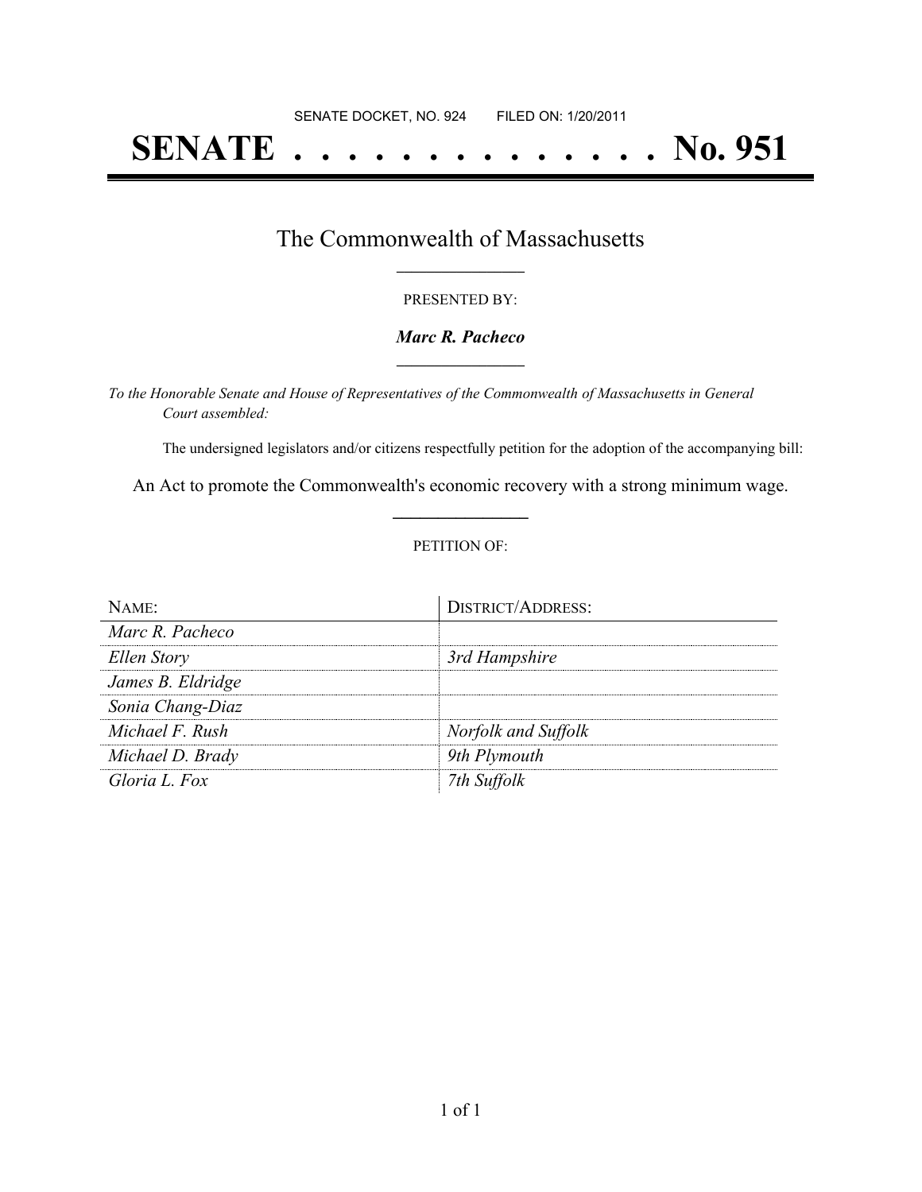SENATE DOCKET, NO. 924 FILED ON: 1/20/2011

# SENATE . . . . . . . . . . . . . . No. 951

## The Commonwealth of Massachusetts

PRESENTED BY:

***Marc R. Pacheco***

*To the Honorable Senate and House of Representatives of the Commonwealth of Massachusetts in General Court assembled:*

The undersigned legislators and/or citizens respectfully petition for the adoption of the accompanying bill:

An Act to promote the Commonwealth's economic recovery with a strong minimum wage.

PETITION OF:

| NAME: | DISTRICT/ADDRESS: |
|---|---|
| *Marc R. Pacheco* | |
| *Ellen Story* | *3rd Hampshire* |
| *James B. Eldridge* | |
| *Sonia Chang-Diaz* | |
| *Michael F. Rush* | *Norfolk and Suffolk* |
| *Michael D. Brady* | *9th Plymouth* |
| *Gloria L. Fox* | *7th Suffolk* |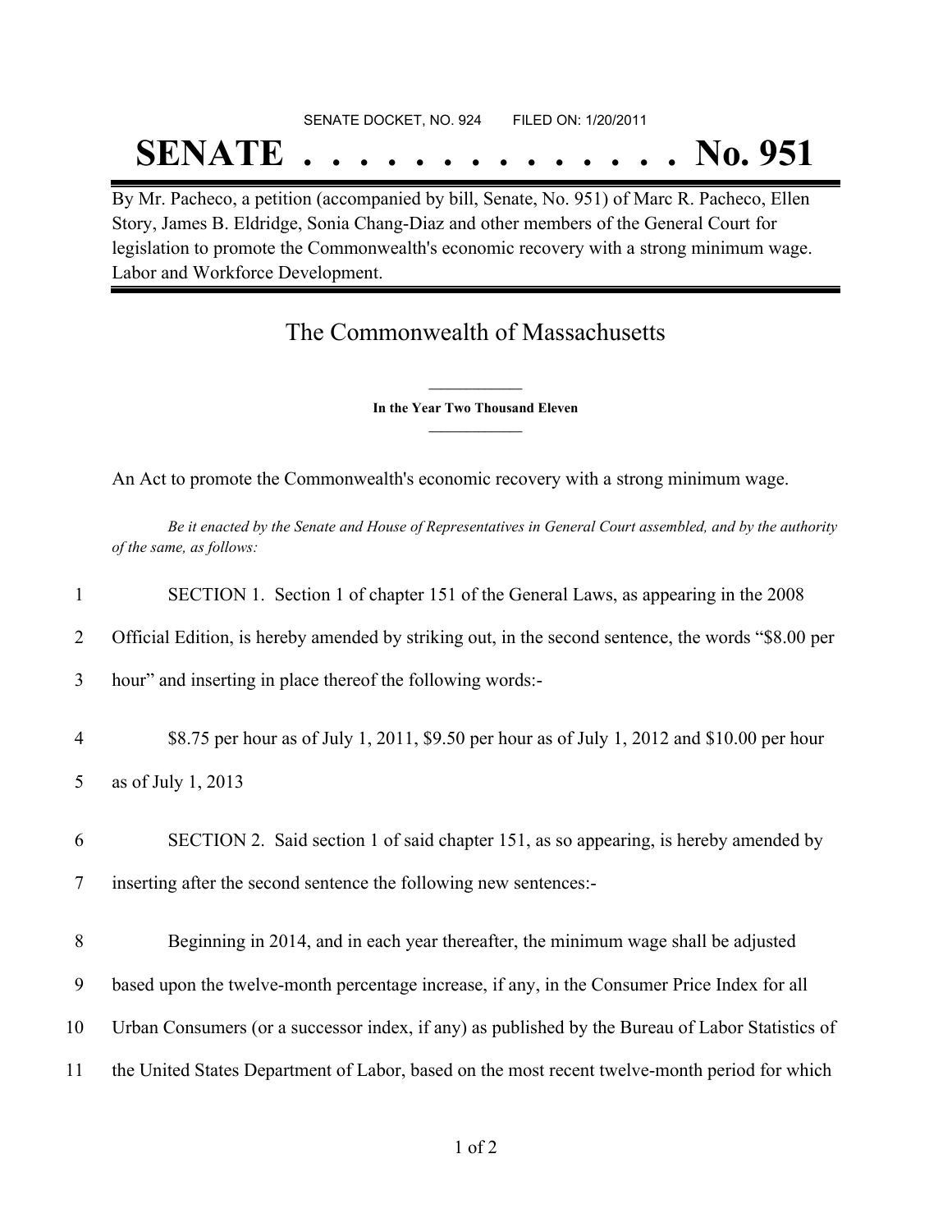SENATE DOCKET, NO. 924        FILED ON: 1/20/2011

# SENATE . . . . . . . . . . . . . . No. 951

By Mr. Pacheco, a petition (accompanied by bill, Senate, No. 951) of Marc R. Pacheco, Ellen Story, James B. Eldridge, Sonia Chang-Diaz and other members of the General Court for legislation to promote the Commonwealth's economic recovery with a strong minimum wage. Labor and Workforce Development.

## The Commonwealth of Massachusetts

**In the Year Two Thousand Eleven**

An Act to promote the Commonwealth's economic recovery with a strong minimum wage.

*Be it enacted by the Senate and House of Representatives in General Court assembled, and by the authority of the same, as follows:*

1 SECTION 1. Section 1 of chapter 151 of the General Laws, as appearing in the 2008
2 Official Edition, is hereby amended by striking out, in the second sentence, the words "$8.00 per
3 hour" and inserting in place thereof the following words:-

4 $8.75 per hour as of July 1, 2011, $9.50 per hour as of July 1, 2012 and $10.00 per hour
5 as of July 1, 2013

6 SECTION 2. Said section 1 of said chapter 151, as so appearing, is hereby amended by
7 inserting after the second sentence the following new sentences:-

8 Beginning in 2014, and in each year thereafter, the minimum wage shall be adjusted
9 based upon the twelve-month percentage increase, if any, in the Consumer Price Index for all
10 Urban Consumers (or a successor index, if any) as published by the Bureau of Labor Statistics of
11 the United States Department of Labor, based on the most recent twelve-month period for which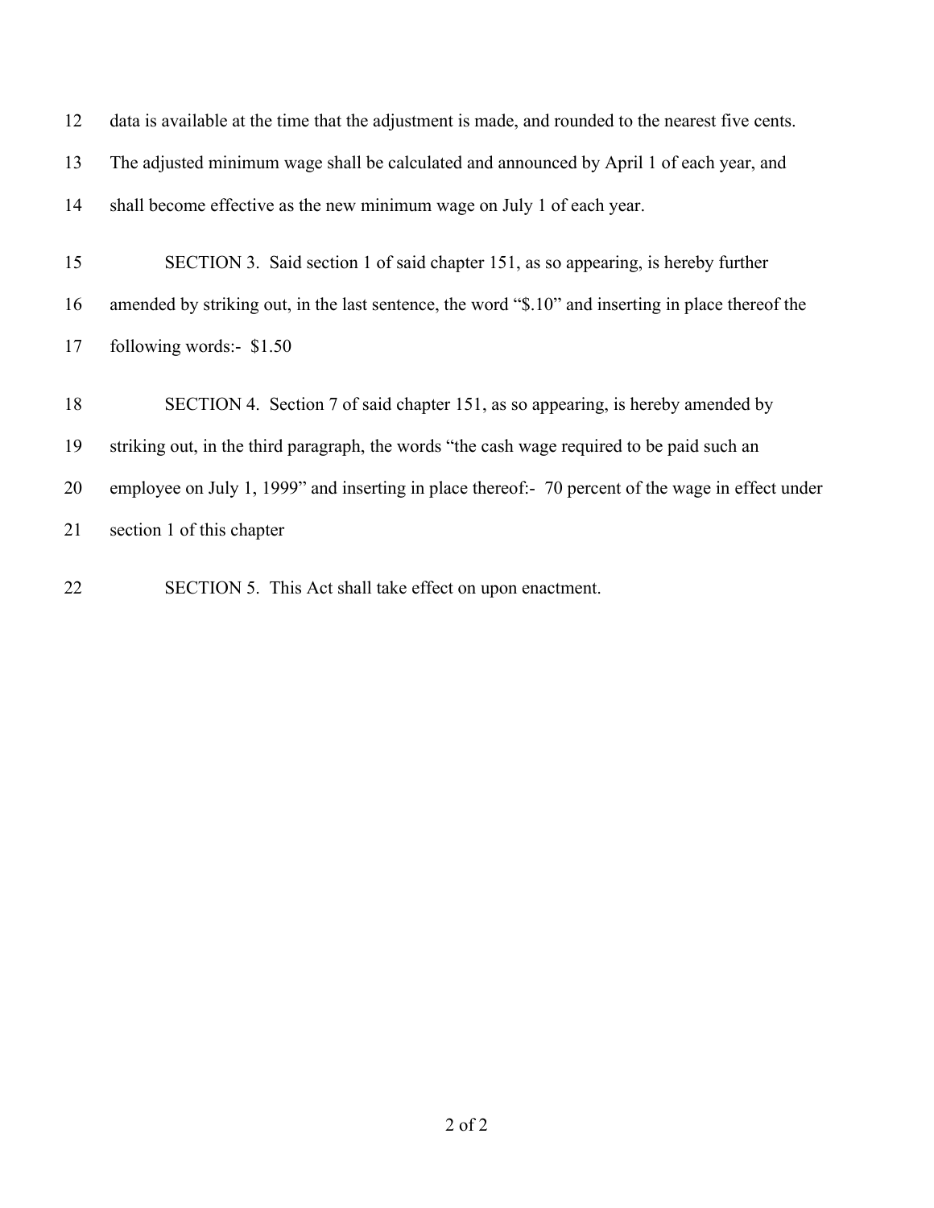data is available at the time that the adjustment is made, and rounded to the nearest five cents. The adjusted minimum wage shall be calculated and announced by April 1 of each year, and shall become effective as the new minimum wage on July 1 of each year.

SECTION 3. Said section 1 of said chapter 151, as so appearing, is hereby further amended by striking out, in the last sentence, the word "$.10" and inserting in place thereof the following words:- $1.50

SECTION 4. Section 7 of said chapter 151, as so appearing, is hereby amended by striking out, in the third paragraph, the words "the cash wage required to be paid such an employee on July 1, 1999" and inserting in place thereof:- 70 percent of the wage in effect under section 1 of this chapter

SECTION 5. This Act shall take effect on upon enactment.